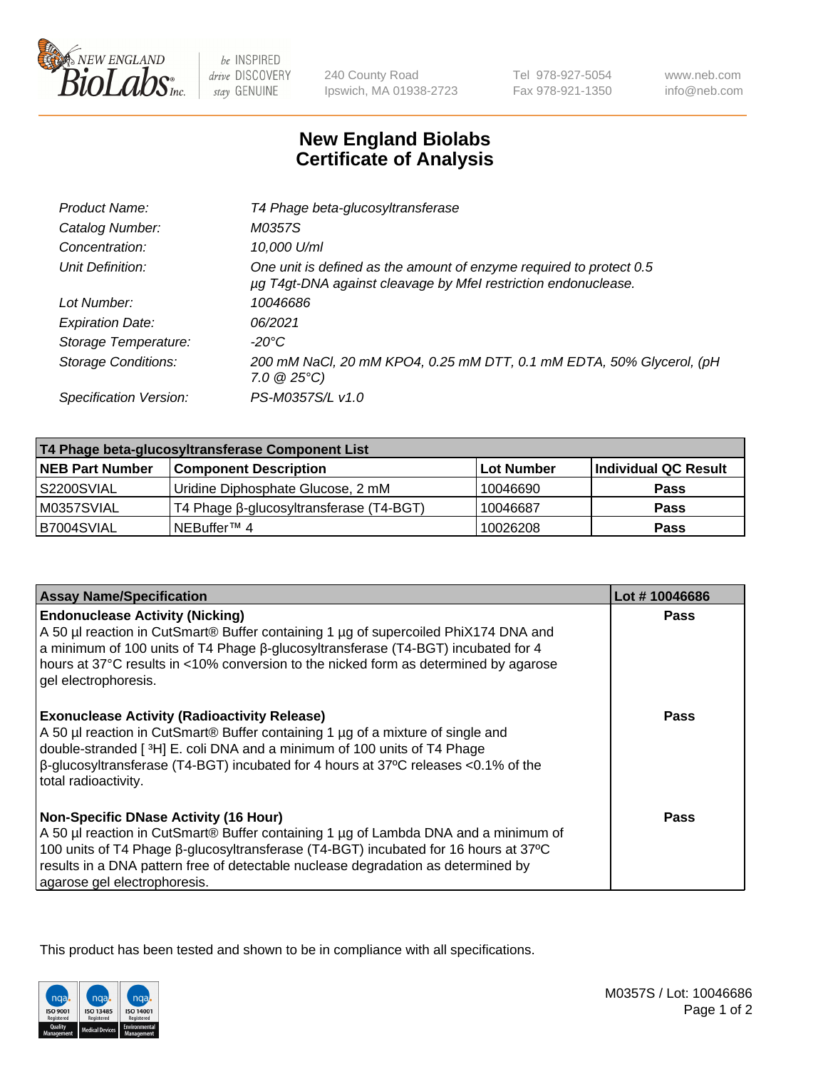# New England Biolabs Certificate of Analysis

| | |
|---|---|
| *Product Name:* | *T4 Phage beta-glucosyltransferase* |
| *Catalog Number:* | *M0357S* |
| *Concentration:* | *10,000 U/ml* |
| *Unit Definition:* | *One unit is defined as the amount of enzyme required to protect 0.5 µg T4gt-DNA against cleavage by MfeI restriction endonuclease.* |
| *Lot Number:* | *10046686* |
| *Expiration Date:* | *06/2021* |
| *Storage Temperature:* | *-20°C* |
| *Storage Conditions:* | *200 mM NaCl, 20 mM KPO4, 0.25 mM DTT, 0.1 mM EDTA, 50% Glycerol, (pH 7.0 @ 25°C)* |
| *Specification Version:* | *PS-M0357S/L v1.0* |

| T4 Phage beta-glucosyltransferase Component List | | | |
|---|---|---|---|
| **NEB Part Number** | **Component Description** | **Lot Number** | **Individual QC Result** |
| S2200SVIAL | Uridine Diphosphate Glucose, 2 mM | 10046690 | **Pass** |
| M0357SVIAL | T4 Phage β-glucosyltransferase (T4-BGT) | 10046687 | **Pass** |
| B7004SVIAL | NEBuffer™ 4 | 10026208 | **Pass** |

| Assay Name/Specification | Lot # 10046686 |
|---|---|
| **Endonuclease Activity (Nicking)**<br>A 50 µl reaction in CutSmart® Buffer containing 1 µg of supercoiled PhiX174 DNA and a minimum of 100 units of T4 Phage β-glucosyltransferase (T4-BGT) incubated for 4 hours at 37°C results in <10% conversion to the nicked form as determined by agarose gel electrophoresis. | **Pass** |
| **Exonuclease Activity (Radioactivity Release)**<br>A 50 µl reaction in CutSmart® Buffer containing 1 µg of a mixture of single and double-stranded [ $^3$H] E. coli DNA and a minimum of 100 units of T4 Phage β-glucosyltransferase (T4-BGT) incubated for 4 hours at 37ºC releases <0.1% of the total radioactivity. | **Pass** |
| **Non-Specific DNase Activity (16 Hour)**<br>A 50 µl reaction in CutSmart® Buffer containing 1 µg of Lambda DNA and a minimum of 100 units of T4 Phage β-glucosyltransferase (T4-BGT) incubated for 16 hours at 37ºC results in a DNA pattern free of detectable nuclease degradation as determined by agarose gel electrophoresis. | **Pass** |

This product has been tested and shown to be in compliance with all specifications.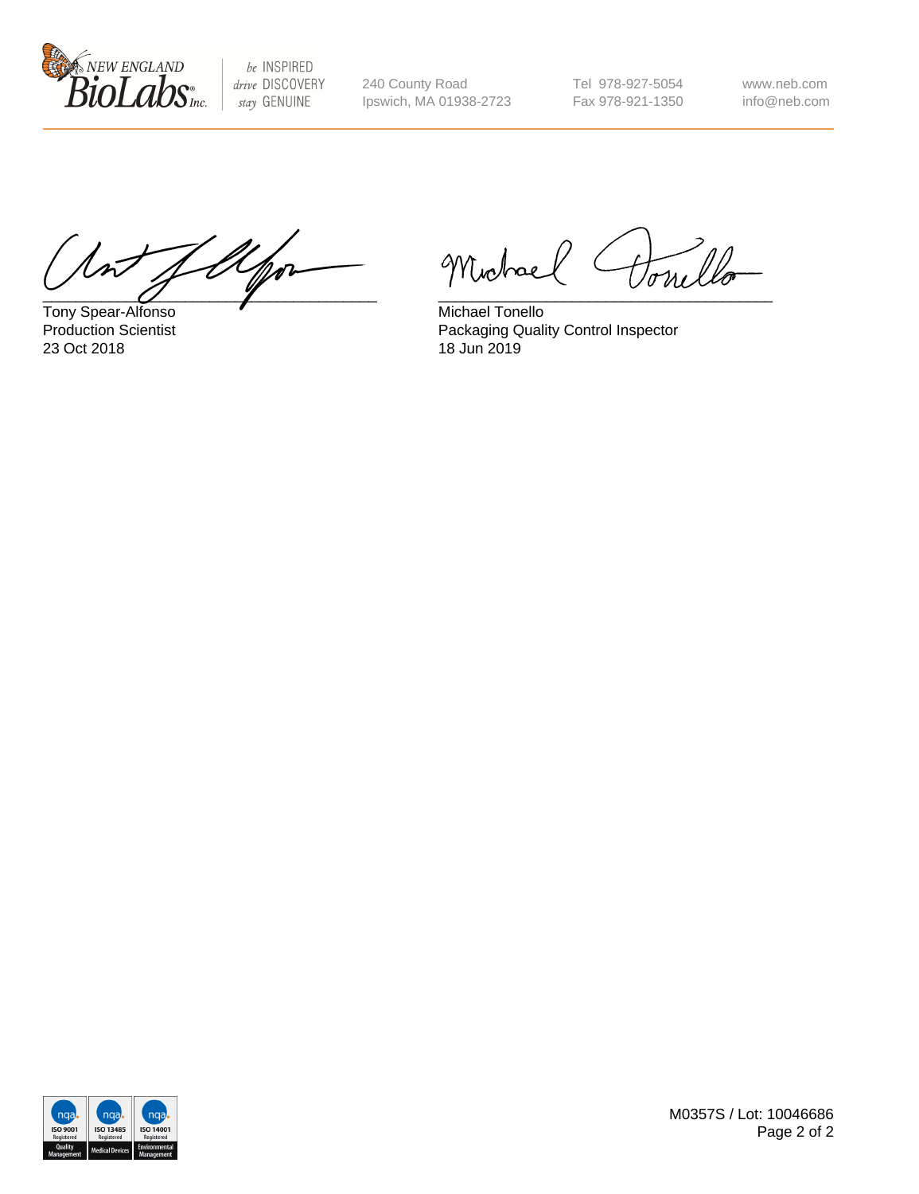Tony Spear-Alfonso
Production Scientist
23 Oct 2018

Michael Tonello
Packaging Quality Control Inspector
18 Jun 2019

M0357S / Lot: 10046686